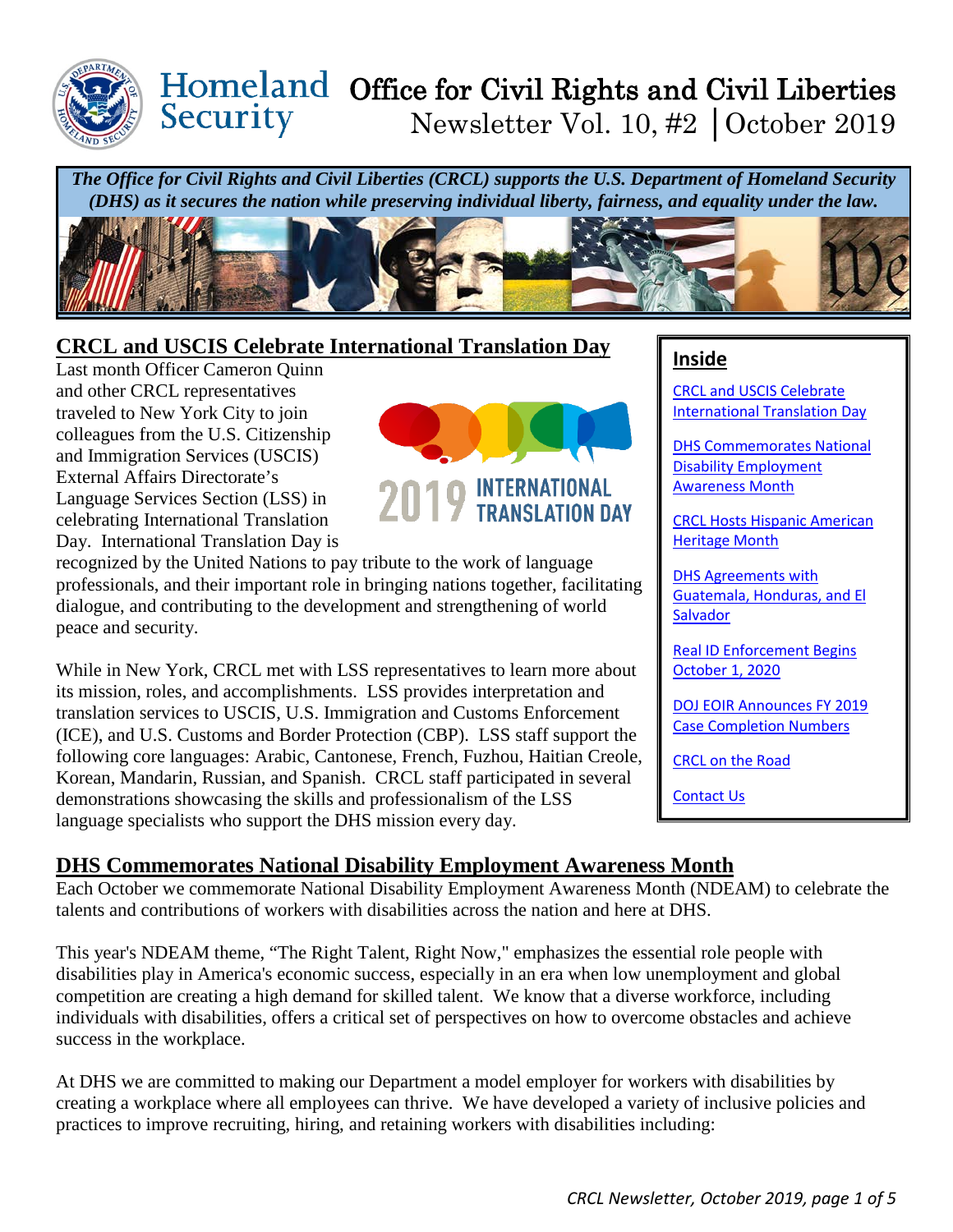# Homeland Security Office for Civil Rights and Civil Liberties

Newsletter Vol. 10, #2 | October 2019

***The Office for Civil Rights and Civil Liberties (CRCL) supports the U.S. Department of Homeland Security (DHS) as it secures the nation while preserving individual liberty, fairness, and equality under the law.***

## Inside

- CRCL and USCIS Celebrate International Translation Day
- DHS Commemorates National Disability Employment Awareness Month
- CRCL Hosts Hispanic American Heritage Month
- DHS Agreements with Guatemala, Honduras, and El Salvador
- Real ID Enforcement Begins October 1, 2020
- DOJ EOIR Announces FY 2019 Case Completion Numbers
- CRCL on the Road
- Contact Us

## CRCL and USCIS Celebrate International Translation Day

Last month Officer Cameron Quinn and other CRCL representatives traveled to New York City to join colleagues from the U.S. Citizenship and Immigration Services (USCIS) External Affairs Directorate's Language Services Section (LSS) in celebrating International Translation Day. International Translation Day is recognized by the United Nations to pay tribute to the work of language professionals, and their important role in bringing nations together, facilitating dialogue, and contributing to the development and strengthening of world peace and security.

While in New York, CRCL met with LSS representatives to learn more about its mission, roles, and accomplishments. LSS provides interpretation and translation services to USCIS, U.S. Immigration and Customs Enforcement (ICE), and U.S. Customs and Border Protection (CBP). LSS staff support the following core languages: Arabic, Cantonese, French, Fuzhou, Haitian Creole, Korean, Mandarin, Russian, and Spanish. CRCL staff participated in several demonstrations showcasing the skills and professionalism of the LSS language specialists who support the DHS mission every day.

## DHS Commemorates National Disability Employment Awareness Month

Each October we commemorate National Disability Employment Awareness Month (NDEAM) to celebrate the talents and contributions of workers with disabilities across the nation and here at DHS.

This year's NDEAM theme, "The Right Talent, Right Now," emphasizes the essential role people with disabilities play in America's economic success, especially in an era when low unemployment and global competition are creating a high demand for skilled talent. We know that a diverse workforce, including individuals with disabilities, offers a critical set of perspectives on how to overcome obstacles and achieve success in the workplace.

At DHS we are committed to making our Department a model employer for workers with disabilities by creating a workplace where all employees can thrive. We have developed a variety of inclusive policies and practices to improve recruiting, hiring, and retaining workers with disabilities including: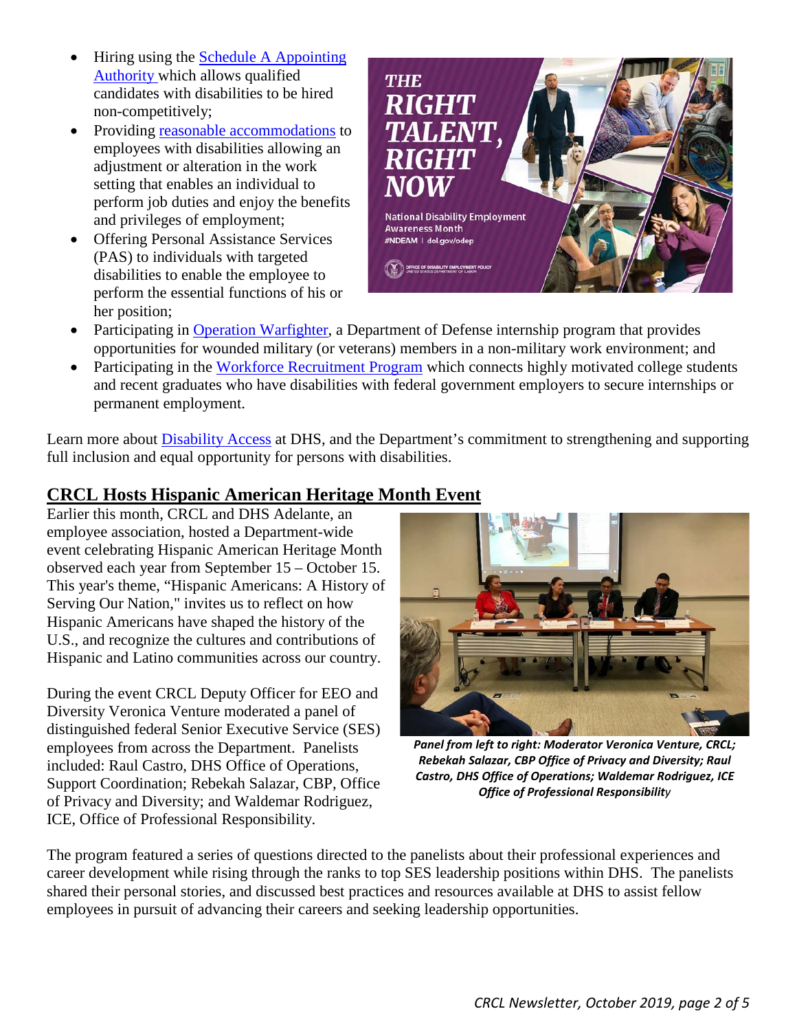- Hiring using the Schedule A Appointing Authority which allows qualified candidates with disabilities to be hired non-competitively;
- Providing reasonable accommodations to employees with disabilities allowing an adjustment or alteration in the work setting that enables an individual to perform job duties and enjoy the benefits and privileges of employment;
- Offering Personal Assistance Services (PAS) to individuals with targeted disabilities to enable the employee to perform the essential functions of his or her position;
- Participating in Operation Warfighter, a Department of Defense internship program that provides opportunities for wounded military (or veterans) members in a non-military work environment; and
- Participating in the Workforce Recruitment Program which connects highly motivated college students and recent graduates who have disabilities with federal government employers to secure internships or permanent employment.

Learn more about Disability Access at DHS, and the Department's commitment to strengthening and supporting full inclusion and equal opportunity for persons with disabilities.

## CRCL Hosts Hispanic American Heritage Month Event

Earlier this month, CRCL and DHS Adelante, an employee association, hosted a Department-wide event celebrating Hispanic American Heritage Month observed each year from September 15 – October 15. This year's theme, "Hispanic Americans: A History of Serving Our Nation," invites us to reflect on how Hispanic Americans have shaped the history of the U.S., and recognize the cultures and contributions of Hispanic and Latino communities across our country.

During the event CRCL Deputy Officer for EEO and Diversity Veronica Venture moderated a panel of distinguished federal Senior Executive Service (SES) employees from across the Department. Panelists included: Raul Castro, DHS Office of Operations, Support Coordination; Rebekah Salazar, CBP, Office of Privacy and Diversity; and Waldemar Rodriguez, ICE, Office of Professional Responsibility.

*Panel from left to right: Moderator Veronica Venture, CRCL; Rebekah Salazar, CBP Office of Privacy and Diversity; Raul Castro, DHS Office of Operations; Waldemar Rodriguez, ICE Office of Professional Responsibility*

The program featured a series of questions directed to the panelists about their professional experiences and career development while rising through the ranks to top SES leadership positions within DHS. The panelists shared their personal stories, and discussed best practices and resources available at DHS to assist fellow employees in pursuit of advancing their careers and seeking leadership opportunities.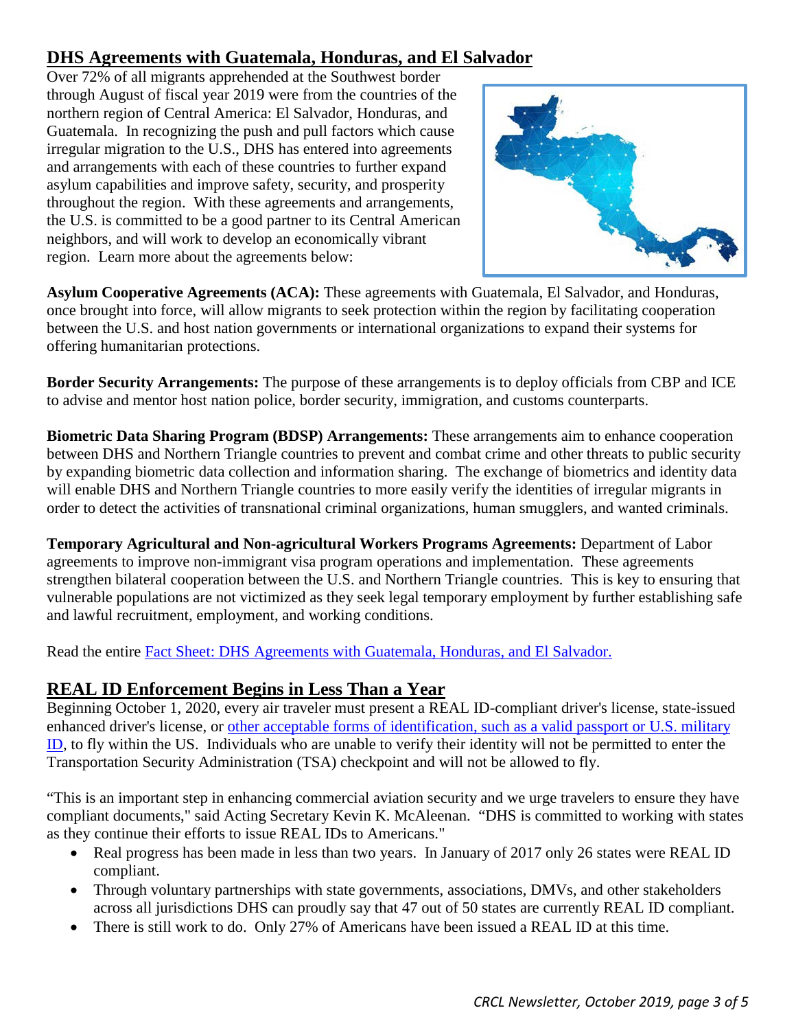## DHS Agreements with Guatemala, Honduras, and El Salvador

Over 72% of all migrants apprehended at the Southwest border through August of fiscal year 2019 were from the countries of the northern region of Central America: El Salvador, Honduras, and Guatemala. In recognizing the push and pull factors which cause irregular migration to the U.S., DHS has entered into agreements and arrangements with each of these countries to further expand asylum capabilities and improve safety, security, and prosperity throughout the region. With these agreements and arrangements, the U.S. is committed to be a good partner to its Central American neighbors, and will work to develop an economically vibrant region. Learn more about the agreements below:

**Asylum Cooperative Agreements (ACA):** These agreements with Guatemala, El Salvador, and Honduras, once brought into force, will allow migrants to seek protection within the region by facilitating cooperation between the U.S. and host nation governments or international organizations to expand their systems for offering humanitarian protections.

**Border Security Arrangements:** The purpose of these arrangements is to deploy officials from CBP and ICE to advise and mentor host nation police, border security, immigration, and customs counterparts.

**Biometric Data Sharing Program (BDSP) Arrangements:** These arrangements aim to enhance cooperation between DHS and Northern Triangle countries to prevent and combat crime and other threats to public security by expanding biometric data collection and information sharing. The exchange of biometrics and identity data will enable DHS and Northern Triangle countries to more easily verify the identities of irregular migrants in order to detect the activities of transnational criminal organizations, human smugglers, and wanted criminals.

**Temporary Agricultural and Non-agricultural Workers Programs Agreements:** Department of Labor agreements to improve non-immigrant visa program operations and implementation. These agreements strengthen bilateral cooperation between the U.S. and Northern Triangle countries. This is key to ensuring that vulnerable populations are not victimized as they seek legal temporary employment by further establishing safe and lawful recruitment, employment, and working conditions.

Read the entire [Fact Sheet: DHS Agreements with Guatemala, Honduras, and El Salvador.]()

## REAL ID Enforcement Begins in Less Than a Year

Beginning October 1, 2020, every air traveler must present a REAL ID-compliant driver's license, state-issued enhanced driver's license, or [other acceptable forms of identification, such as a valid passport or U.S. military ID](), to fly within the US. Individuals who are unable to verify their identity will not be permitted to enter the Transportation Security Administration (TSA) checkpoint and will not be allowed to fly.

"This is an important step in enhancing commercial aviation security and we urge travelers to ensure they have compliant documents," said Acting Secretary Kevin K. McAleenan. "DHS is committed to working with states as they continue their efforts to issue REAL IDs to Americans."

- Real progress has been made in less than two years. In January of 2017 only 26 states were REAL ID compliant.
- Through voluntary partnerships with state governments, associations, DMVs, and other stakeholders across all jurisdictions DHS can proudly say that 47 out of 50 states are currently REAL ID compliant.
- There is still work to do. Only 27% of Americans have been issued a REAL ID at this time.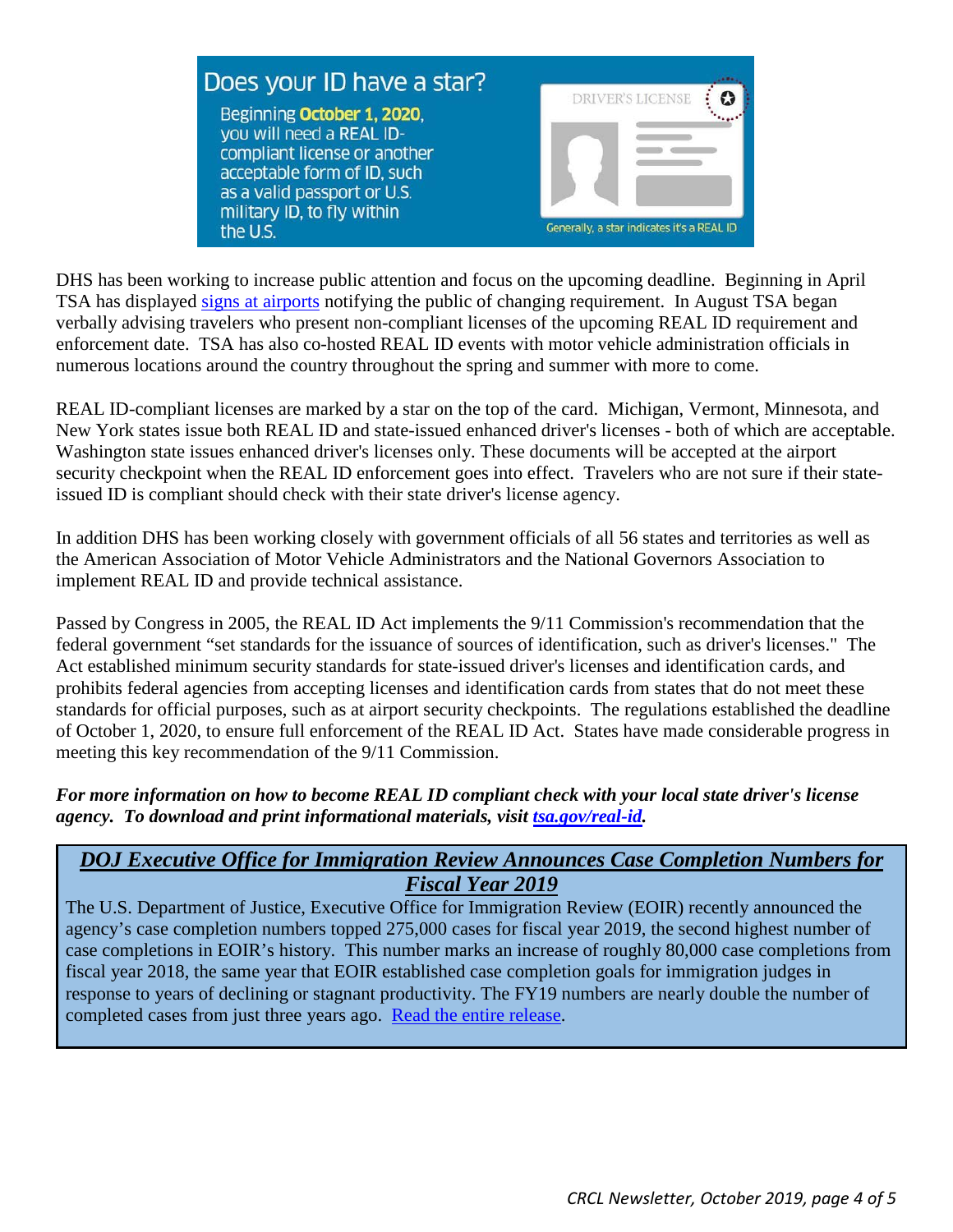Does your ID have a star?

Beginning **October 1, 2020**, you will need a REAL ID-compliant license or another acceptable form of ID, such as a valid passport or U.S. military ID, to fly within the U.S.

DRIVER'S LICENSE

Generally, a star indicates it's a REAL ID

DHS has been working to increase public attention and focus on the upcoming deadline. Beginning in April TSA has displayed [signs at airports](#) notifying the public of changing requirement. In August TSA began verbally advising travelers who present non-compliant licenses of the upcoming REAL ID requirement and enforcement date. TSA has also co-hosted REAL ID events with motor vehicle administration officials in numerous locations around the country throughout the spring and summer with more to come.

REAL ID-compliant licenses are marked by a star on the top of the card. Michigan, Vermont, Minnesota, and New York states issue both REAL ID and state-issued enhanced driver's licenses - both of which are acceptable. Washington state issues enhanced driver's licenses only. These documents will be accepted at the airport security checkpoint when the REAL ID enforcement goes into effect. Travelers who are not sure if their state-issued ID is compliant should check with their state driver's license agency.

In addition DHS has been working closely with government officials of all 56 states and territories as well as the American Association of Motor Vehicle Administrators and the National Governors Association to implement REAL ID and provide technical assistance.

Passed by Congress in 2005, the REAL ID Act implements the 9/11 Commission's recommendation that the federal government "set standards for the issuance of sources of identification, such as driver's licenses." The Act established minimum security standards for state-issued driver's licenses and identification cards, and prohibits federal agencies from accepting licenses and identification cards from states that do not meet these standards for official purposes, such as at airport security checkpoints. The regulations established the deadline of October 1, 2020, to ensure full enforcement of the REAL ID Act. States have made considerable progress in meeting this key recommendation of the 9/11 Commission.

***For more information on how to become REAL ID compliant check with your local state driver's license agency. To download and print informational materials, visit [tsa.gov/real-id](#).***

## ***DOJ Executive Office for Immigration Review Announces Case Completion Numbers for Fiscal Year 2019***

The U.S. Department of Justice, Executive Office for Immigration Review (EOIR) recently announced the agency's case completion numbers topped 275,000 cases for fiscal year 2019, the second highest number of case completions in EOIR's history. This number marks an increase of roughly 80,000 case completions from fiscal year 2018, the same year that EOIR established case completion goals for immigration judges in response to years of declining or stagnant productivity. The FY19 numbers are nearly double the number of completed cases from just three years ago. [Read the entire release](#).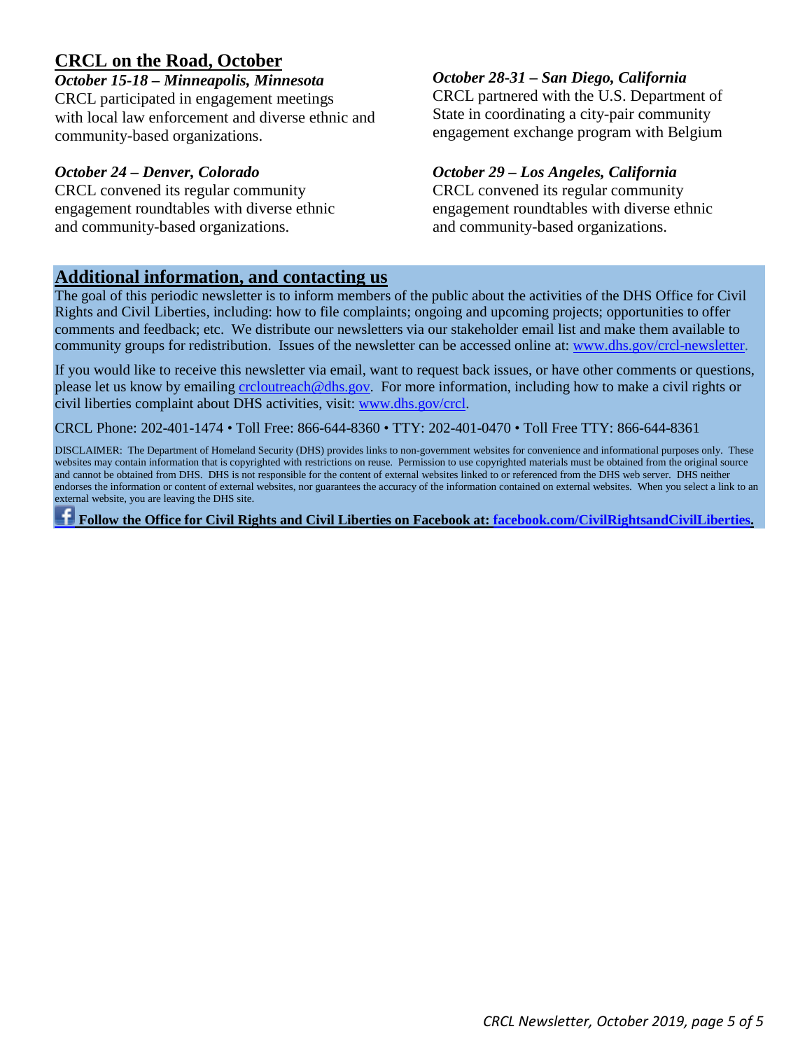## CRCL on the Road, October

***October 15-18 – Minneapolis, Minnesota***
CRCL participated in engagement meetings with local law enforcement and diverse ethnic and community-based organizations.

***October 24 – Denver, Colorado***
CRCL convened its regular community engagement roundtables with diverse ethnic and community-based organizations.

***October 28-31 – San Diego, California***
CRCL partnered with the U.S. Department of State in coordinating a city-pair community engagement exchange program with Belgium

***October 29 – Los Angeles, California***
CRCL convened its regular community engagement roundtables with diverse ethnic and community-based organizations.

## Additional information, and contacting us

The goal of this periodic newsletter is to inform members of the public about the activities of the DHS Office for Civil Rights and Civil Liberties, including: how to file complaints; ongoing and upcoming projects; opportunities to offer comments and feedback; etc. We distribute our newsletters via our stakeholder email list and make them available to community groups for redistribution. Issues of the newsletter can be accessed online at: www.dhs.gov/crcl-newsletter.

If you would like to receive this newsletter via email, want to request back issues, or have other comments or questions, please let us know by emailing crcloutreach@dhs.gov. For more information, including how to make a civil rights or civil liberties complaint about DHS activities, visit: www.dhs.gov/crcl.

CRCL Phone: 202-401-1474 • Toll Free: 866-644-8360 • TTY: 202-401-0470 • Toll Free TTY: 866-644-8361

DISCLAIMER: The Department of Homeland Security (DHS) provides links to non-government websites for convenience and informational purposes only. These websites may contain information that is copyrighted with restrictions on reuse. Permission to use copyrighted materials must be obtained from the original source and cannot be obtained from DHS. DHS is not responsible for the content of external websites linked to or referenced from the DHS web server. DHS neither endorses the information or content of external websites, nor guarantees the accuracy of the information contained on external websites. When you select a link to an external website, you are leaving the DHS site.

**Follow the Office for Civil Rights and Civil Liberties on Facebook at: facebook.com/CivilRightsandCivilLiberties.**